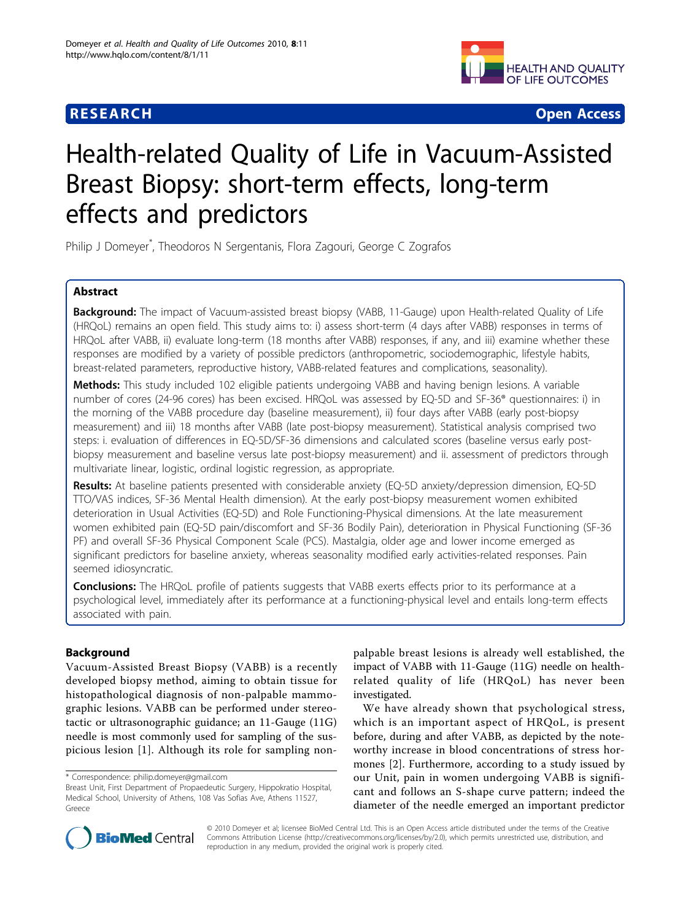**RESEARCH** **Open Access**

# Health-related Quality of Life in Vacuum-Assisted Breast Biopsy: short-term effects, long-term effects and predictors

Philip J Domeyer*, Theodoros N Sergentanis, Flora Zagouri, George C Zografos

## Abstract

**Background:** The impact of Vacuum-assisted breast biopsy (VABB, 11-Gauge) upon Health-related Quality of Life (HRQoL) remains an open field. This study aims to: i) assess short-term (4 days after VABB) responses in terms of HRQoL after VABB, ii) evaluate long-term (18 months after VABB) responses, if any, and iii) examine whether these responses are modified by a variety of possible predictors (anthropometric, sociodemographic, lifestyle habits, breast-related parameters, reproductive history, VABB-related features and complications, seasonality).

**Methods:** This study included 102 eligible patients undergoing VABB and having benign lesions. A variable number of cores (24-96 cores) has been excised. HRQoL was assessed by EQ-5D and SF-36® questionnaires: i) in the morning of the VABB procedure day (baseline measurement), ii) four days after VABB (early post-biopsy measurement) and iii) 18 months after VABB (late post-biopsy measurement). Statistical analysis comprised two steps: i. evaluation of differences in EQ-5D/SF-36 dimensions and calculated scores (baseline versus early post-biopsy measurement and baseline versus late post-biopsy measurement) and ii. assessment of predictors through multivariate linear, logistic, ordinal logistic regression, as appropriate.

**Results:** At baseline patients presented with considerable anxiety (EQ-5D anxiety/depression dimension, EQ-5D TTO/VAS indices, SF-36 Mental Health dimension). At the early post-biopsy measurement women exhibited deterioration in Usual Activities (EQ-5D) and Role Functioning-Physical dimensions. At the late measurement women exhibited pain (EQ-5D pain/discomfort and SF-36 Bodily Pain), deterioration in Physical Functioning (SF-36 PF) and overall SF-36 Physical Component Scale (PCS). Mastalgia, older age and lower income emerged as significant predictors for baseline anxiety, whereas seasonality modified early activities-related responses. Pain seemed idiosyncratic.

**Conclusions:** The HRQoL profile of patients suggests that VABB exerts effects prior to its performance at a psychological level, immediately after its performance at a functioning-physical level and entails long-term effects associated with pain.

## Background

Vacuum-Assisted Breast Biopsy (VABB) is a recently developed biopsy method, aiming to obtain tissue for histopathological diagnosis of non-palpable mammographic lesions. VABB can be performed under stereotactic or ultrasonographic guidance; an 11-Gauge (11G) needle is most commonly used for sampling of the suspicious lesion [1]. Although its role for sampling non-palpable breast lesions is already well established, the impact of VABB with 11-Gauge (11G) needle on health-related quality of life (HRQoL) has never been investigated.

We have already shown that psychological stress, which is an important aspect of HRQoL, is present before, during and after VABB, as depicted by the noteworthy increase in blood concentrations of stress hormones [2]. Furthermore, according to a study issued by our Unit, pain in women undergoing VABB is significant and follows an S-shape curve pattern; indeed the diameter of the needle emerged an important predictor

* Correspondence: philip.domeyer@gmail.com
Breast Unit, First Department of Propaedeutic Surgery, Hippokratio Hospital, Medical School, University of Athens, 108 Vas Sofias Ave, Athens 11527, Greece

© 2010 Domeyer et al; licensee BioMed Central Ltd. This is an Open Access article distributed under the terms of the Creative Commons Attribution License (http://creativecommons.org/licenses/by/2.0), which permits unrestricted use, distribution, and reproduction in any medium, provided the original work is properly cited.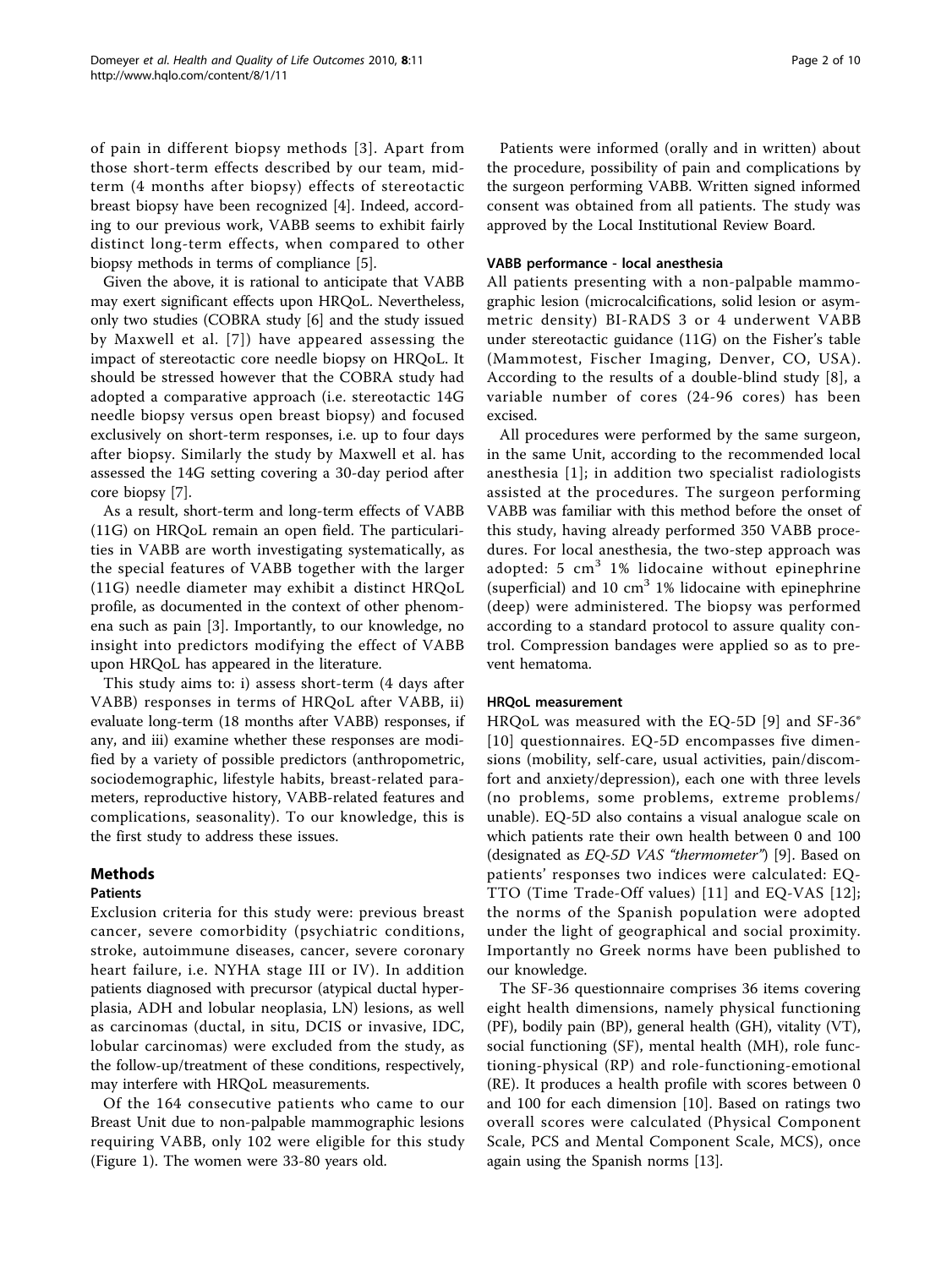of pain in different biopsy methods [3]. Apart from those short-term effects described by our team, mid-term (4 months after biopsy) effects of stereotactic breast biopsy have been recognized [4]. Indeed, according to our previous work, VABB seems to exhibit fairly distinct long-term effects, when compared to other biopsy methods in terms of compliance [5].

Given the above, it is rational to anticipate that VABB may exert significant effects upon HRQoL. Nevertheless, only two studies (COBRA study [6] and the study issued by Maxwell et al. [7]) have appeared assessing the impact of stereotactic core needle biopsy on HRQoL. It should be stressed however that the COBRA study had adopted a comparative approach (i.e. stereotactic 14G needle biopsy versus open breast biopsy) and focused exclusively on short-term responses, i.e. up to four days after biopsy. Similarly the study by Maxwell et al. has assessed the 14G setting covering a 30-day period after core biopsy [7].

As a result, short-term and long-term effects of VABB (11G) on HRQoL remain an open field. The particularities in VABB are worth investigating systematically, as the special features of VABB together with the larger (11G) needle diameter may exhibit a distinct HRQoL profile, as documented in the context of other phenomena such as pain [3]. Importantly, to our knowledge, no insight into predictors modifying the effect of VABB upon HRQoL has appeared in the literature.

This study aims to: i) assess short-term (4 days after VABB) responses in terms of HRQoL after VABB, ii) evaluate long-term (18 months after VABB) responses, if any, and iii) examine whether these responses are modified by a variety of possible predictors (anthropometric, sociodemographic, lifestyle habits, breast-related parameters, reproductive history, VABB-related features and complications, seasonality). To our knowledge, this is the first study to address these issues.

## Methods

### Patients

Exclusion criteria for this study were: previous breast cancer, severe comorbidity (psychiatric conditions, stroke, autoimmune diseases, cancer, severe coronary heart failure, i.e. NYHA stage III or IV). In addition patients diagnosed with precursor (atypical ductal hyperplasia, ADH and lobular neoplasia, LN) lesions, as well as carcinomas (ductal, in situ, DCIS or invasive, IDC, lobular carcinomas) were excluded from the study, as the follow-up/treatment of these conditions, respectively, may interfere with HRQoL measurements.

Of the 164 consecutive patients who came to our Breast Unit due to non-palpable mammographic lesions requiring VABB, only 102 were eligible for this study (Figure 1). The women were 33-80 years old.

Patients were informed (orally and in written) about the procedure, possibility of pain and complications by the surgeon performing VABB. Written signed informed consent was obtained from all patients. The study was approved by the Local Institutional Review Board.

### VABB performance - local anesthesia

All patients presenting with a non-palpable mammographic lesion (microcalcifications, solid lesion or asymmetric density) BI-RADS 3 or 4 underwent VABB under stereotactic guidance (11G) on the Fisher's table (Mammotest, Fischer Imaging, Denver, CO, USA). According to the results of a double-blind study [8], a variable number of cores (24-96 cores) has been excised.

All procedures were performed by the same surgeon, in the same Unit, according to the recommended local anesthesia [1]; in addition two specialist radiologists assisted at the procedures. The surgeon performing VABB was familiar with this method before the onset of this study, having already performed 350 VABB procedures. For local anesthesia, the two-step approach was adopted: 5 $cm^3$ 1% lidocaine without epinephrine (superficial) and 10 $cm^3$ 1% lidocaine with epinephrine (deep) were administered. The biopsy was performed according to a standard protocol to assure quality control. Compression bandages were applied so as to prevent hematoma.

### HRQoL measurement

HRQoL was measured with the EQ-5D [9] and SF-36® [10] questionnaires. EQ-5D encompasses five dimensions (mobility, self-care, usual activities, pain/discomfort and anxiety/depression), each one with three levels (no problems, some problems, extreme problems/unable). EQ-5D also contains a visual analogue scale on which patients rate their own health between 0 and 100 (designated as *EQ-5D VAS "thermometer"*) [9]. Based on patients' responses two indices were calculated: EQ-TTO (Time Trade-Off values) [11] and EQ-VAS [12]; the norms of the Spanish population were adopted under the light of geographical and social proximity. Importantly no Greek norms have been published to our knowledge.

The SF-36 questionnaire comprises 36 items covering eight health dimensions, namely physical functioning (PF), bodily pain (BP), general health (GH), vitality (VT), social functioning (SF), mental health (MH), role functioning-physical (RP) and role-functioning-emotional (RE). It produces a health profile with scores between 0 and 100 for each dimension [10]. Based on ratings two overall scores were calculated (Physical Component Scale, PCS and Mental Component Scale, MCS), once again using the Spanish norms [13].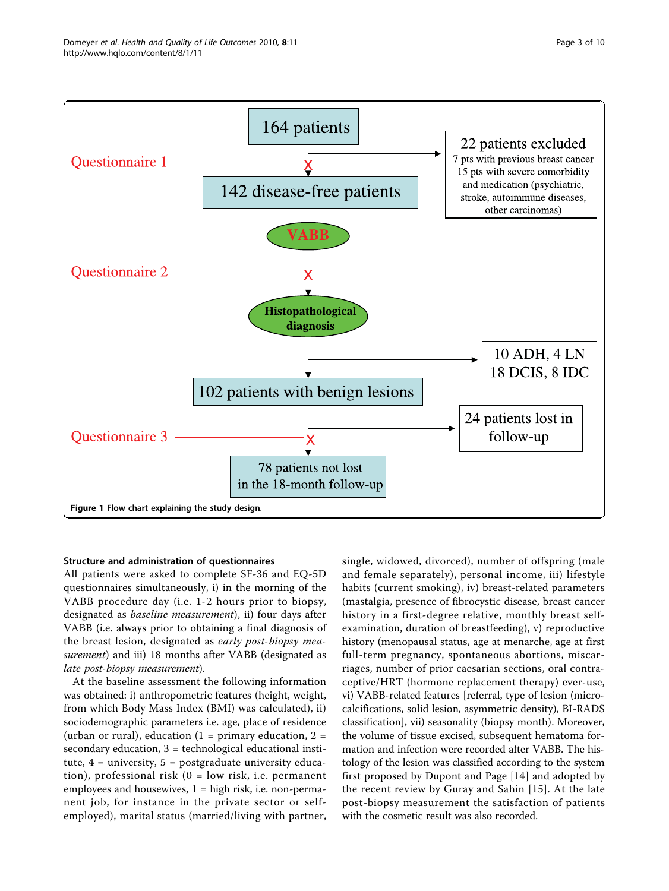Figure 1 Flow chart explaining the study design.

### Structure and administration of questionnaires

All patients were asked to complete SF-36 and EQ-5D questionnaires simultaneously, i) in the morning of the VABB procedure day (i.e. 1-2 hours prior to biopsy, designated as *baseline measurement*), ii) four days after VABB (i.e. always prior to obtaining a final diagnosis of the breast lesion, designated as *early post-biopsy measurement*) and iii) 18 months after VABB (designated as *late post-biopsy measurement*).

At the baseline assessment the following information was obtained: i) anthropometric features (height, weight, from which Body Mass Index (BMI) was calculated), ii) sociodemographic parameters i.e. age, place of residence (urban or rural), education (1 = primary education, 2 = secondary education, 3 = technological educational institute, 4 = university, 5 = postgraduate university education), professional risk (0 = low risk, i.e. permanent employees and housewives, 1 = high risk, i.e. non-permanent job, for instance in the private sector or self-employed), marital status (married/living with partner, single, widowed, divorced), number of offspring (male and female separately), personal income, iii) lifestyle habits (current smoking), iv) breast-related parameters (mastalgia, presence of fibrocystic disease, breast cancer history in a first-degree relative, monthly breast self-examination, duration of breastfeeding), v) reproductive history (menopausal status, age at menarche, age at first full-term pregnancy, spontaneous abortions, miscarriages, number of prior caesarian sections, oral contraceptive/HRT (hormone replacement therapy) ever-use, vi) VABB-related features [referral, type of lesion (microcalcifications, solid lesion, asymmetric density), BI-RADS classification], vii) seasonality (biopsy month). Moreover, the volume of tissue excised, subsequent hematoma formation and infection were recorded after VABB. The histology of the lesion was classified according to the system first proposed by Dupont and Page [14] and adopted by the recent review by Guray and Sahin [15]. At the late post-biopsy measurement the satisfaction of patients with the cosmetic result was also recorded.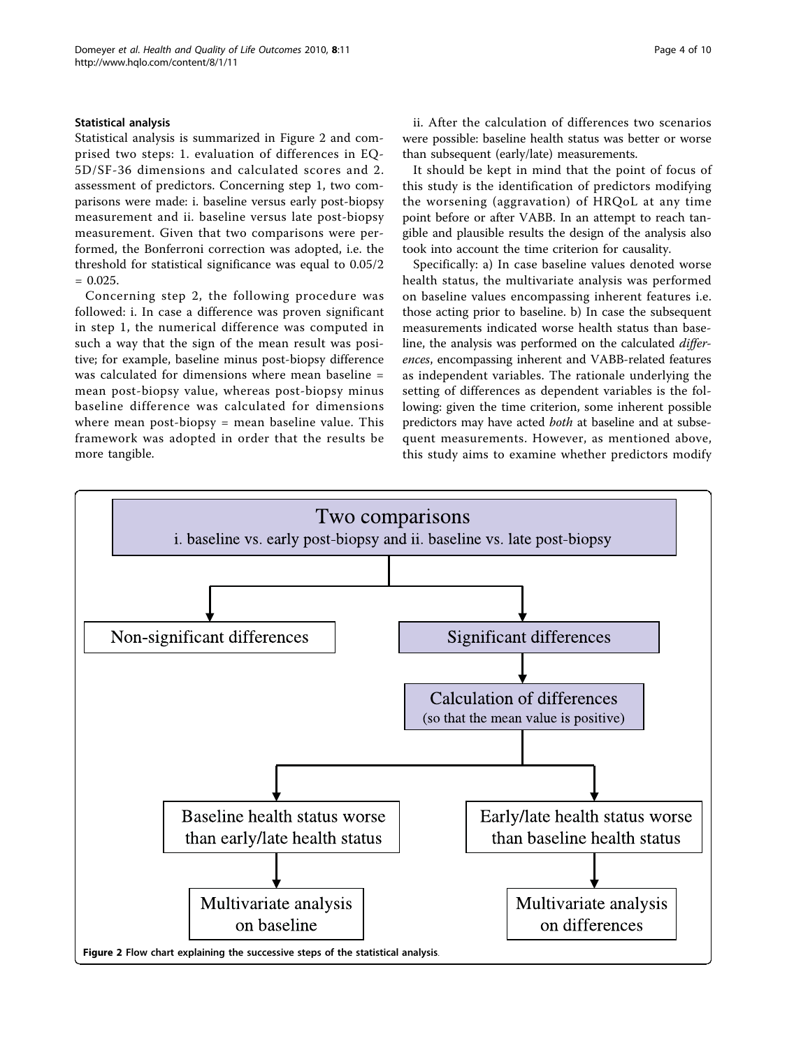### Statistical analysis

Statistical analysis is summarized in Figure 2 and comprised two steps: 1. evaluation of differences in EQ-5D/SF-36 dimensions and calculated scores and 2. assessment of predictors. Concerning step 1, two comparisons were made: i. baseline versus early post-biopsy measurement and ii. baseline versus late post-biopsy measurement. Given that two comparisons were performed, the Bonferroni correction was adopted, i.e. the threshold for statistical significance was equal to 0.05/2 = 0.025.

Concerning step 2, the following procedure was followed: i. In case a difference was proven significant in step 1, the numerical difference was computed in such a way that the sign of the mean result was positive; for example, baseline minus post-biopsy difference was calculated for dimensions where mean baseline = mean post-biopsy value, whereas post-biopsy minus baseline difference was calculated for dimensions where mean post-biopsy = mean baseline value. This framework was adopted in order that the results be more tangible.

ii. After the calculation of differences two scenarios were possible: baseline health status was better or worse than subsequent (early/late) measurements.

It should be kept in mind that the point of focus of this study is the identification of predictors modifying the worsening (aggravation) of HRQoL at any time point before or after VABB. In an attempt to reach tangible and plausible results the design of the analysis also took into account the time criterion for causality.

Specifically: a) In case baseline values denoted worse health status, the multivariate analysis was performed on baseline values encompassing inherent features i.e. those acting prior to baseline. b) In case the subsequent measurements indicated worse health status than baseline, the analysis was performed on the calculated *differences*, encompassing inherent and VABB-related features as independent variables. The rationale underlying the setting of differences as dependent variables is the following: given the time criterion, some inherent possible predictors may have acted *both* at baseline and at subsequent measurements. However, as mentioned above, this study aims to examine whether predictors modify

Two comparisons
i. baseline vs. early post-biopsy and ii. baseline vs. late post-biopsy

Non-significant differences

Significant differences

Calculation of differences
(so that the mean value is positive)

Baseline health status worse than early/late health status → Multivariate analysis on baseline

Early/late health status worse than baseline health status → Multivariate analysis on differences

**Figure 2 Flow chart explaining the successive steps of the statistical analysis**.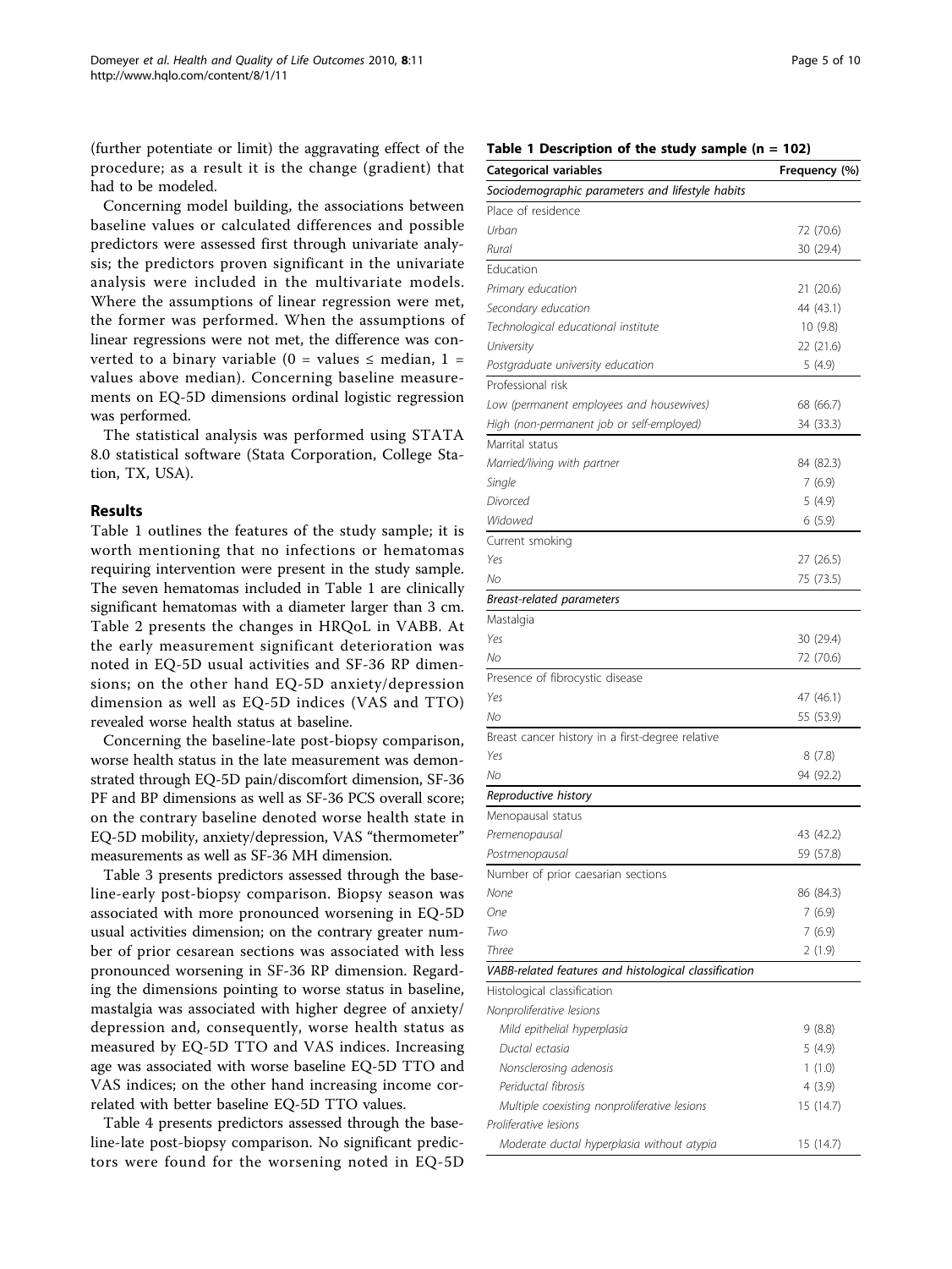(further potentiate or limit) the aggravating effect of the procedure; as a result it is the change (gradient) that had to be modeled.

Concerning model building, the associations between baseline values or calculated differences and possible predictors were assessed first through univariate analysis; the predictors proven significant in the univariate analysis were included in the multivariate models. Where the assumptions of linear regression were met, the former was performed. When the assumptions of linear regressions were not met, the difference was converted to a binary variable (0 = values ≤ median, 1 = values above median). Concerning baseline measurements on EQ-5D dimensions ordinal logistic regression was performed.

The statistical analysis was performed using STATA 8.0 statistical software (Stata Corporation, College Station, TX, USA).

## Results

Table 1 outlines the features of the study sample; it is worth mentioning that no infections or hematomas requiring intervention were present in the study sample. The seven hematomas included in Table 1 are clinically significant hematomas with a diameter larger than 3 cm. Table 2 presents the changes in HRQoL in VABB. At the early measurement significant deterioration was noted in EQ-5D usual activities and SF-36 RP dimensions; on the other hand EQ-5D anxiety/depression dimension as well as EQ-5D indices (VAS and TTO) revealed worse health status at baseline.

Concerning the baseline-late post-biopsy comparison, worse health status in the late measurement was demonstrated through EQ-5D pain/discomfort dimension, SF-36 PF and BP dimensions as well as SF-36 PCS overall score; on the contrary baseline denoted worse health state in EQ-5D mobility, anxiety/depression, VAS "thermometer" measurements as well as SF-36 MH dimension.

Table 3 presents predictors assessed through the baseline-early post-biopsy comparison. Biopsy season was associated with more pronounced worsening in EQ-5D usual activities dimension; on the contrary greater number of prior cesarean sections was associated with less pronounced worsening in SF-36 RP dimension. Regarding the dimensions pointing to worse status in baseline, mastalgia was associated with higher degree of anxiety/depression and, consequently, worse health status as measured by EQ-5D TTO and VAS indices. Increasing age was associated with worse baseline EQ-5D TTO and VAS indices; on the other hand increasing income correlated with better baseline EQ-5D TTO values.

Table 4 presents predictors assessed through the baseline-late post-biopsy comparison. No significant predictors were found for the worsening noted in EQ-5D

**Table 1 Description of the study sample (n = 102)**

| Categorical variables | Frequency (%) |
|---|---|
| *Sociodemographic parameters and lifestyle habits* | |
| Place of residence | |
| *Urban* | 72 (70.6) |
| *Rural* | 30 (29.4) |
| Education | |
| *Primary education* | 21 (20.6) |
| *Secondary education* | 44 (43.1) |
| *Technological educational institute* | 10 (9.8) |
| *University* | 22 (21.6) |
| *Postgraduate university education* | 5 (4.9) |
| Professional risk | |
| *Low (permanent employees and housewives)* | 68 (66.7) |
| *High (non-permanent job or self-employed)* | 34 (33.3) |
| Marrital status | |
| *Married/living with partner* | 84 (82.3) |
| *Single* | 7 (6.9) |
| *Divorced* | 5 (4.9) |
| *Widowed* | 6 (5.9) |
| Current smoking | |
| *Yes* | 27 (26.5) |
| *No* | 75 (73.5) |
| *Breast-related parameters* | |
| Mastalgia | |
| *Yes* | 30 (29.4) |
| *No* | 72 (70.6) |
| Presence of fibrocystic disease | |
| *Yes* | 47 (46.1) |
| *No* | 55 (53.9) |
| Breast cancer history in a first-degree relative | |
| *Yes* | 8 (7.8) |
| *No* | 94 (92.2) |
| *Reproductive history* | |
| Menopausal status | |
| *Premenopausal* | 43 (42.2) |
| *Postmenopausal* | 59 (57.8) |
| Number of prior caesarian sections | |
| *None* | 86 (84.3) |
| *One* | 7 (6.9) |
| *Two* | 7 (6.9) |
| *Three* | 2 (1.9) |
| *VABB-related features and histological classification* | |
| Histological classification | |
| *Nonproliferative lesions* | |
| *Mild epithelial hyperplasia* | 9 (8.8) |
| *Ductal ectasia* | 5 (4.9) |
| *Nonsclerosing adenosis* | 1 (1.0) |
| *Periductal fibrosis* | 4 (3.9) |
| *Multiple coexisting nonproliferative lesions* | 15 (14.7) |
| *Proliferative lesions* | |
| *Moderate ductal hyperplasia without atypia* | 15 (14.7) |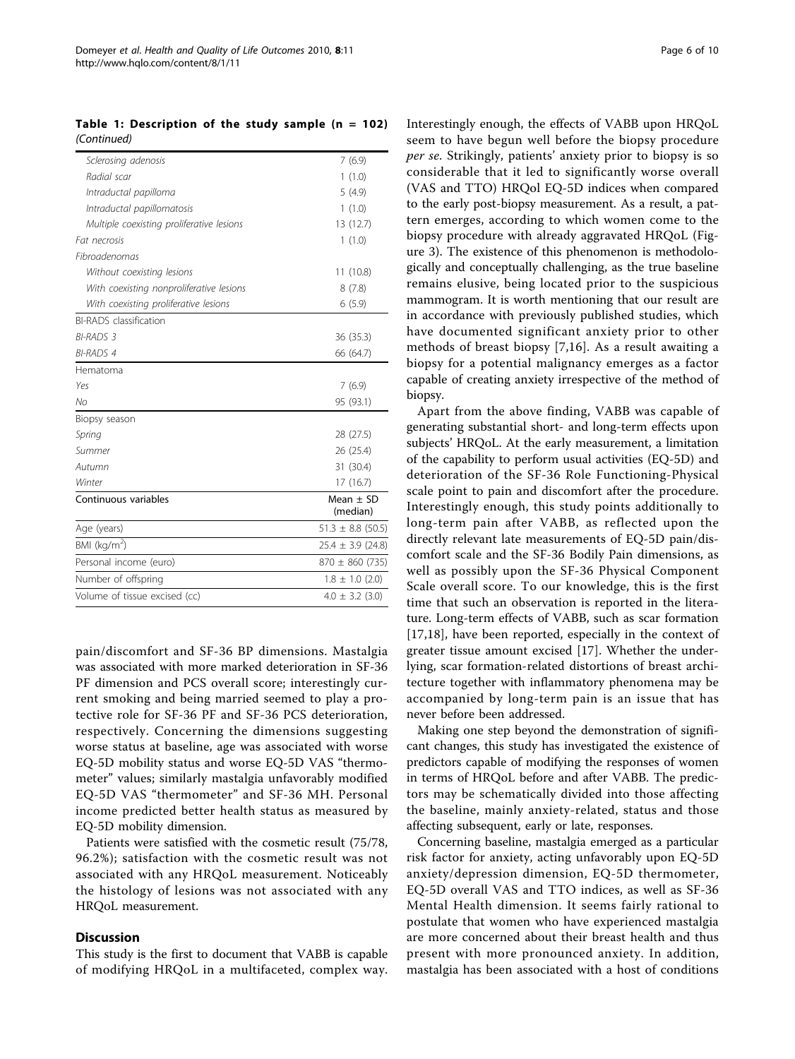**Table 1: Description of the study sample (n = 102)** *(Continued)*

| | |
|---|---|
| *Sclerosing adenosis* | 7 (6.9) |
| *Radial scar* | 1 (1.0) |
| *Intraductal papilloma* | 5 (4.9) |
| *Intraductal papillomatosis* | 1 (1.0) |
| *Multiple coexisting proliferative lesions* | 13 (12.7) |
| Fat necrosis | 1 (1.0) |
| Fibroadenomas | |
| *Without coexisting lesions* | 11 (10.8) |
| *With coexisting nonproliferative lesions* | 8 (7.8) |
| *With coexisting proliferative lesions* | 6 (5.9) |
| BI-RADS classification | |
| *BI-RADS 3* | 36 (35.3) |
| *BI-RADS 4* | 66 (64.7) |
| Hematoma | |
| *Yes* | 7 (6.9) |
| *No* | 95 (93.1) |
| Biopsy season | |
| *Spring* | 28 (27.5) |
| *Summer* | 26 (25.4) |
| *Autumn* | 31 (30.4) |
| *Winter* | 17 (16.7) |
| **Continuous variables** | **Mean ± SD (median)** |
| Age (years) | 51.3 ± 8.8 (50.5) |
| BMI (kg/m$^2$) | 25.4 ± 3.9 (24.8) |
| Personal income (euro) | 870 ± 860 (735) |
| Number of offspring | 1.8 ± 1.0 (2.0) |
| Volume of tissue excised (cc) | 4.0 ± 3.2 (3.0) |

pain/discomfort and SF-36 BP dimensions. Mastalgia was associated with more marked deterioration in SF-36 PF dimension and PCS overall score; interestingly current smoking and being married seemed to play a protective role for SF-36 PF and SF-36 PCS deterioration, respectively. Concerning the dimensions suggesting worse status at baseline, age was associated with worse EQ-5D mobility status and worse EQ-5D VAS "thermometer" values; similarly mastalgia unfavorably modified EQ-5D VAS "thermometer" and SF-36 MH. Personal income predicted better health status as measured by EQ-5D mobility dimension.

Patients were satisfied with the cosmetic result (75/78, 96.2%); satisfaction with the cosmetic result was not associated with any HRQoL measurement. Noticeably the histology of lesions was not associated with any HRQoL measurement.

## Discussion

This study is the first to document that VABB is capable of modifying HRQoL in a multifaceted, complex way. Interestingly enough, the effects of VABB upon HRQoL seem to have begun well before the biopsy procedure *per se*. Strikingly, patients' anxiety prior to biopsy is so considerable that it led to significantly worse overall (VAS and TTO) HRQol EQ-5D indices when compared to the early post-biopsy measurement. As a result, a pattern emerges, according to which women come to the biopsy procedure with already aggravated HRQoL (Figure 3). The existence of this phenomenon is methodologically and conceptually challenging, as the true baseline remains elusive, being located prior to the suspicious mammogram. It is worth mentioning that our result are in accordance with previously published studies, which have documented significant anxiety prior to other methods of breast biopsy [7,16]. As a result awaiting a biopsy for a potential malignancy emerges as a factor capable of creating anxiety irrespective of the method of biopsy.

Apart from the above finding, VABB was capable of generating substantial short- and long-term effects upon subjects' HRQoL. At the early measurement, a limitation of the capability to perform usual activities (EQ-5D) and deterioration of the SF-36 Role Functioning-Physical scale point to pain and discomfort after the procedure. Interestingly enough, this study points additionally to long-term pain after VABB, as reflected upon the directly relevant late measurements of EQ-5D pain/discomfort scale and the SF-36 Bodily Pain dimensions, as well as possibly upon the SF-36 Physical Component Scale overall score. To our knowledge, this is the first time that such an observation is reported in the literature. Long-term effects of VABB, such as scar formation [17,18], have been reported, especially in the context of greater tissue amount excised [17]. Whether the underlying, scar formation-related distortions of breast architecture together with inflammatory phenomena may be accompanied by long-term pain is an issue that has never before been addressed.

Making one step beyond the demonstration of significant changes, this study has investigated the existence of predictors capable of modifying the responses of women in terms of HRQoL before and after VABB. The predictors may be schematically divided into those affecting the baseline, mainly anxiety-related, status and those affecting subsequent, early or late, responses.

Concerning baseline, mastalgia emerged as a particular risk factor for anxiety, acting unfavorably upon EQ-5D anxiety/depression dimension, EQ-5D thermometer, EQ-5D overall VAS and TTO indices, as well as SF-36 Mental Health dimension. It seems fairly rational to postulate that women who have experienced mastalgia are more concerned about their breast health and thus present with more pronounced anxiety. In addition, mastalgia has been associated with a host of conditions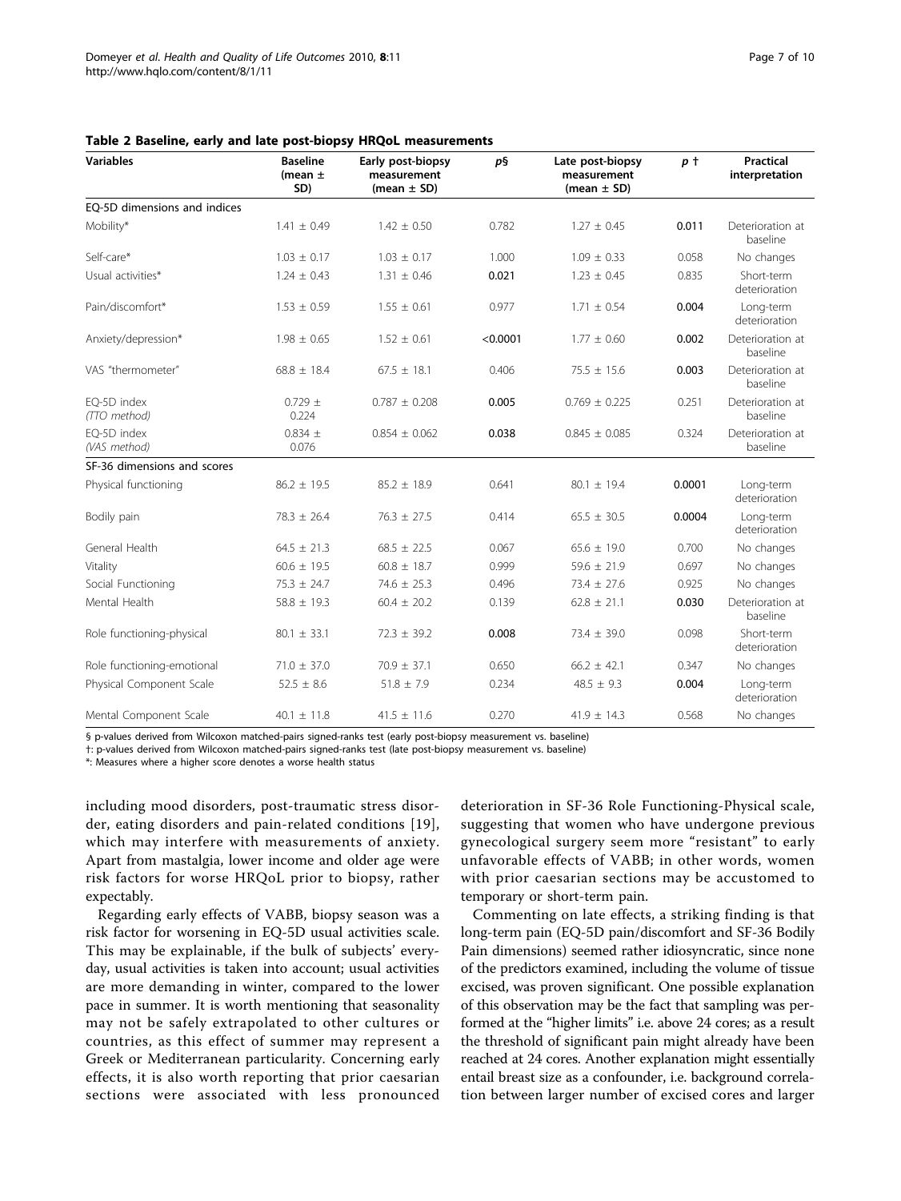**Table 2 Baseline, early and late post-biopsy HRQoL measurements**

| Variables | Baseline (mean ± SD) | Early post-biopsy measurement (mean ± SD) | p§ | Late post-biopsy measurement (mean ± SD) | p † | Practical interpretation |
|---|---|---|---|---|---|---|
| EQ-5D dimensions and indices | | | | | | |
| Mobility* | 1.41 ± 0.49 | 1.42 ± 0.50 | 0.782 | 1.27 ± 0.45 | **0.011** | Deterioration at baseline |
| Self-care* | 1.03 ± 0.17 | 1.03 ± 0.17 | 1.000 | 1.09 ± 0.33 | 0.058 | No changes |
| Usual activities* | 1.24 ± 0.43 | 1.31 ± 0.46 | **0.021** | 1.23 ± 0.45 | 0.835 | Short-term deterioration |
| Pain/discomfort* | 1.53 ± 0.59 | 1.55 ± 0.61 | 0.977 | 1.71 ± 0.54 | **0.004** | Long-term deterioration |
| Anxiety/depression* | 1.98 ± 0.65 | 1.52 ± 0.61 | **<0.0001** | 1.77 ± 0.60 | **0.002** | Deterioration at baseline |
| VAS "thermometer" | 68.8 ± 18.4 | 67.5 ± 18.1 | 0.406 | 75.5 ± 15.6 | **0.003** | Deterioration at baseline |
| EQ-5D index *(TTO method)* | 0.729 ± 0.224 | 0.787 ± 0.208 | **0.005** | 0.769 ± 0.225 | 0.251 | Deterioration at baseline |
| EQ-5D index *(VAS method)* | 0.834 ± 0.076 | 0.854 ± 0.062 | **0.038** | 0.845 ± 0.085 | 0.324 | Deterioration at baseline |
| SF-36 dimensions and scores | | | | | | |
| Physical functioning | 86.2 ± 19.5 | 85.2 ± 18.9 | 0.641 | 80.1 ± 19.4 | **0.0001** | Long-term deterioration |
| Bodily pain | 78.3 ± 26.4 | 76.3 ± 27.5 | 0.414 | 65.5 ± 30.5 | **0.0004** | Long-term deterioration |
| General Health | 64.5 ± 21.3 | 68.5 ± 22.5 | 0.067 | 65.6 ± 19.0 | 0.700 | No changes |
| Vitality | 60.6 ± 19.5 | 60.8 ± 18.7 | 0.999 | 59.6 ± 21.9 | 0.697 | No changes |
| Social Functioning | 75.3 ± 24.7 | 74.6 ± 25.3 | 0.496 | 73.4 ± 27.6 | 0.925 | No changes |
| Mental Health | 58.8 ± 19.3 | 60.4 ± 20.2 | 0.139 | 62.8 ± 21.1 | **0.030** | Deterioration at baseline |
| Role functioning-physical | 80.1 ± 33.1 | 72.3 ± 39.2 | **0.008** | 73.4 ± 39.0 | 0.098 | Short-term deterioration |
| Role functioning-emotional | 71.0 ± 37.0 | 70.9 ± 37.1 | 0.650 | 66.2 ± 42.1 | 0.347 | No changes |
| Physical Component Scale | 52.5 ± 8.6 | 51.8 ± 7.9 | 0.234 | 48.5 ± 9.3 | **0.004** | Long-term deterioration |
| Mental Component Scale | 40.1 ± 11.8 | 41.5 ± 11.6 | 0.270 | 41.9 ± 14.3 | 0.568 | No changes |

§ p-values derived from Wilcoxon matched-pairs signed-ranks test (early post-biopsy measurement vs. baseline)

†: p-values derived from Wilcoxon matched-pairs signed-ranks test (late post-biopsy measurement vs. baseline)

*: Measures where a higher score denotes a worse health status

including mood disorders, post-traumatic stress disorder, eating disorders and pain-related conditions [19], which may interfere with measurements of anxiety. Apart from mastalgia, lower income and older age were risk factors for worse HRQoL prior to biopsy, rather expectably.

Regarding early effects of VABB, biopsy season was a risk factor for worsening in EQ-5D usual activities scale. This may be explainable, if the bulk of subjects' everyday, usual activities is taken into account; usual activities are more demanding in winter, compared to the lower pace in summer. It is worth mentioning that seasonality may not be safely extrapolated to other cultures or countries, as this effect of summer may represent a Greek or Mediterranean particularity. Concerning early effects, it is also worth reporting that prior caesarian sections were associated with less pronounced deterioration in SF-36 Role Functioning-Physical scale, suggesting that women who have undergone previous gynecological surgery seem more "resistant" to early unfavorable effects of VABB; in other words, women with prior caesarian sections may be accustomed to temporary or short-term pain.

Commenting on late effects, a striking finding is that long-term pain (EQ-5D pain/discomfort and SF-36 Bodily Pain dimensions) seemed rather idiosyncratic, since none of the predictors examined, including the volume of tissue excised, was proven significant. One possible explanation of this observation may be the fact that sampling was performed at the "higher limits" i.e. above 24 cores; as a result the threshold of significant pain might already have been reached at 24 cores. Another explanation might essentially entail breast size as a confounder, i.e. background correlation between larger number of excised cores and larger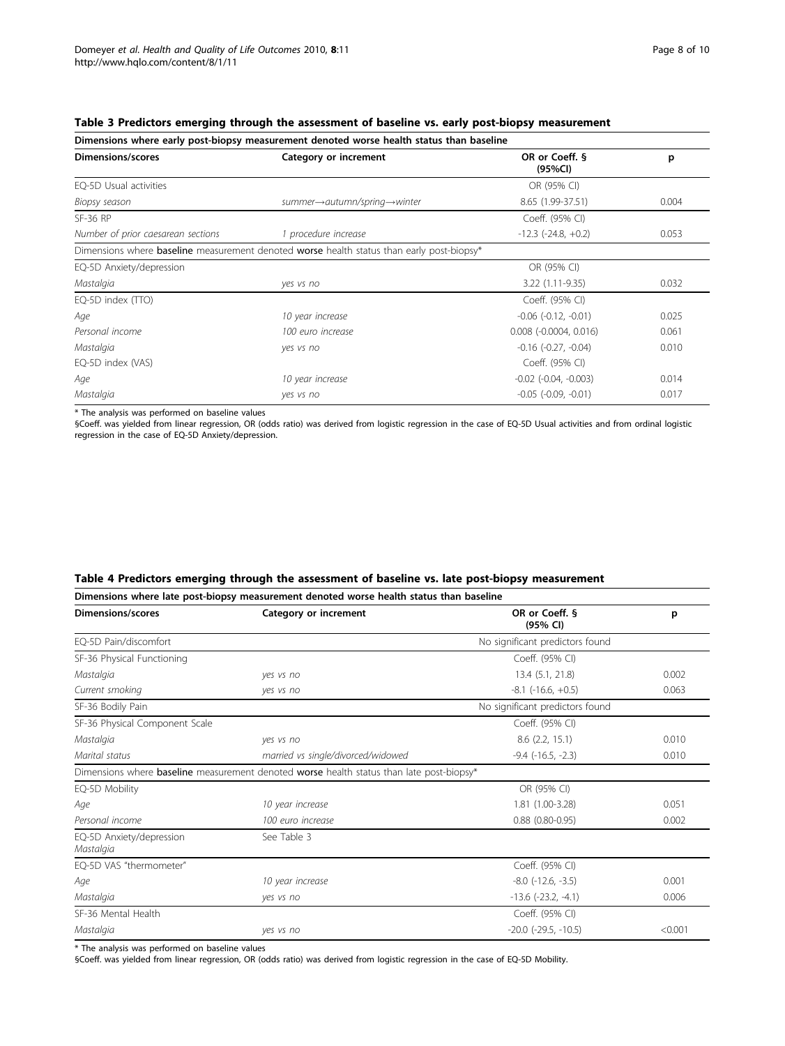**Table 3 Predictors emerging through the assessment of baseline vs. early post-biopsy measurement**

| Dimensions where early post-biopsy measurement denoted worse health status than baseline | | | |
|---|---|---|---|
| **Dimensions/scores** | **Category or increment** | **OR or Coeff. § (95%CI)** | **p** |
| EQ-5D Usual activities | | OR (95% CI) | |
| *Biopsy season* | *summer→autumn/spring→winter* | 8.65 (1.99-37.51) | 0.004 |
| SF-36 RP | | Coeff. (95% CI) | |
| *Number of prior caesarean sections* | *1 procedure increase* | -12.3 (-24.8, +0.2) | 0.053 |
| Dimensions where **baseline** measurement denoted **worse** health status than early post-biopsy* | | | |
| EQ-5D Anxiety/depression | | OR (95% CI) | |
| *Mastalgia* | *yes vs no* | 3.22 (1.11-9.35) | 0.032 |
| EQ-5D index (TTO) | | Coeff. (95% CI) | |
| *Age* | *10 year increase* | -0.06 (-0.12, -0.01) | 0.025 |
| *Personal income* | *100 euro increase* | 0.008 (-0.0004, 0.016) | 0.061 |
| *Mastalgia* | *yes vs no* | -0.16 (-0.27, -0.04) | 0.010 |
| EQ-5D index (VAS) | | Coeff. (95% CI) | |
| *Age* | *10 year increase* | -0.02 (-0.04, -0.003) | 0.014 |
| *Mastalgia* | *yes vs no* | -0.05 (-0.09, -0.01) | 0.017 |

* The analysis was performed on baseline values

§Coeff. was yielded from linear regression, OR (odds ratio) was derived from logistic regression in the case of EQ-5D Usual activities and from ordinal logistic regression in the case of EQ-5D Anxiety/depression.

**Table 4 Predictors emerging through the assessment of baseline vs. late post-biopsy measurement**

| Dimensions where late post-biopsy measurement denoted worse health status than baseline | | | |
|---|---|---|---|
| **Dimensions/scores** | **Category or increment** | **OR or Coeff. § (95% CI)** | **p** |
| EQ-5D Pain/discomfort | | No significant predictors found | |
| SF-36 Physical Functioning | | Coeff. (95% CI) | |
| *Mastalgia* | *yes vs no* | 13.4 (5.1, 21.8) | 0.002 |
| *Current smoking* | *yes vs no* | -8.1 (-16.6, +0.5) | 0.063 |
| SF-36 Bodily Pain | | No significant predictors found | |
| SF-36 Physical Component Scale | | Coeff. (95% CI) | |
| *Mastalgia* | *yes vs no* | 8.6 (2.2, 15.1) | 0.010 |
| *Marital status* | *married vs single/divorced/widowed* | -9.4 (-16.5, -2.3) | 0.010 |
| Dimensions where **baseline** measurement denoted **worse** health status than late post-biopsy* | | | |
| EQ-5D Mobility | | OR (95% CI) | |
| *Age* | *10 year increase* | 1.81 (1.00-3.28) | 0.051 |
| *Personal income* | *100 euro increase* | 0.88 (0.80-0.95) | 0.002 |
| EQ-5D Anxiety/depression *Mastalgia* | See Table 3 | | |
| EQ-5D VAS "thermometer" | | Coeff. (95% CI) | |
| *Age* | *10 year increase* | -8.0 (-12.6, -3.5) | 0.001 |
| *Mastalgia* | *yes vs no* | -13.6 (-23.2, -4.1) | 0.006 |
| SF-36 Mental Health | | Coeff. (95% CI) | |
| *Mastalgia* | *yes vs no* | -20.0 (-29.5, -10.5) | <0.001 |

* The analysis was performed on baseline values

§Coeff. was yielded from linear regression, OR (odds ratio) was derived from logistic regression in the case of EQ-5D Mobility.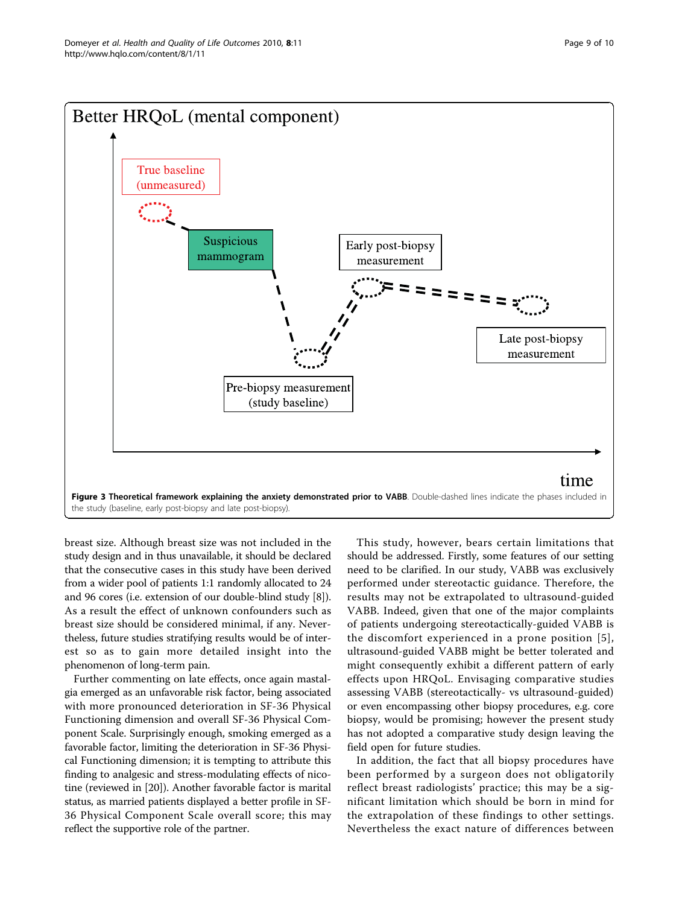Better HRQoL (mental component)

True baseline (unmeasured)

Suspicious mammogram

Early post-biopsy measurement

Late post-biopsy measurement

Pre-biopsy measurement (study baseline)

time

**Figure 3 Theoretical framework explaining the anxiety demonstrated prior to VABB**. Double-dashed lines indicate the phases included in the study (baseline, early post-biopsy and late post-biopsy).

breast size. Although breast size was not included in the study design and in thus unavailable, it should be declared that the consecutive cases in this study have been derived from a wider pool of patients 1:1 randomly allocated to 24 and 96 cores (i.e. extension of our double-blind study [8]). As a result the effect of unknown confounders such as breast size should be considered minimal, if any. Nevertheless, future studies stratifying results would be of interest so as to gain more detailed insight into the phenomenon of long-term pain.

Further commenting on late effects, once again mastalgia emerged as an unfavorable risk factor, being associated with more pronounced deterioration in SF-36 Physical Functioning dimension and overall SF-36 Physical Component Scale. Surprisingly enough, smoking emerged as a favorable factor, limiting the deterioration in SF-36 Physical Functioning dimension; it is tempting to attribute this finding to analgesic and stress-modulating effects of nicotine (reviewed in [20]). Another favorable factor is marital status, as married patients displayed a better profile in SF-36 Physical Component Scale overall score; this may reflect the supportive role of the partner.

This study, however, bears certain limitations that should be addressed. Firstly, some features of our setting need to be clarified. In our study, VABB was exclusively performed under stereotactic guidance. Therefore, the results may not be extrapolated to ultrasound-guided VABB. Indeed, given that one of the major complaints of patients undergoing stereotactically-guided VABB is the discomfort experienced in a prone position [5], ultrasound-guided VABB might be better tolerated and might consequently exhibit a different pattern of early effects upon HRQoL. Envisaging comparative studies assessing VABB (stereotactically- vs ultrasound-guided) or even encompassing other biopsy procedures, e.g. core biopsy, would be promising; however the present study has not adopted a comparative study design leaving the field open for future studies.

In addition, the fact that all biopsy procedures have been performed by a surgeon does not obligatorily reflect breast radiologists' practice; this may be a significant limitation which should be born in mind for the extrapolation of these findings to other settings. Nevertheless the exact nature of differences between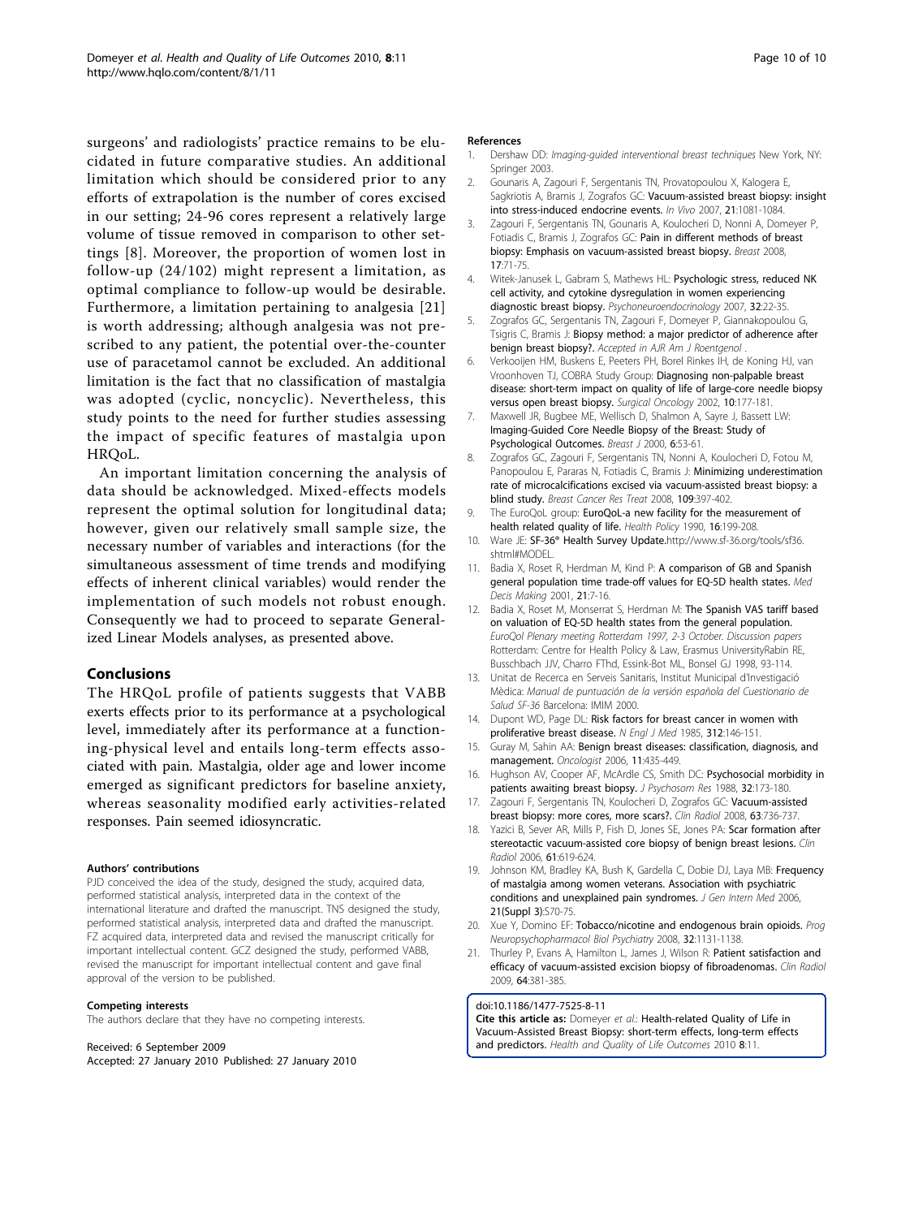surgeons' and radiologists' practice remains to be elucidated in future comparative studies. An additional limitation which should be considered prior to any efforts of extrapolation is the number of cores excised in our setting; 24-96 cores represent a relatively large volume of tissue removed in comparison to other settings [8]. Moreover, the proportion of women lost in follow-up (24/102) might represent a limitation, as optimal compliance to follow-up would be desirable. Furthermore, a limitation pertaining to analgesia [21] is worth addressing; although analgesia was not prescribed to any patient, the potential over-the-counter use of paracetamol cannot be excluded. An additional limitation is the fact that no classification of mastalgia was adopted (cyclic, noncyclic). Nevertheless, this study points to the need for further studies assessing the impact of specific features of mastalgia upon HRQoL.

An important limitation concerning the analysis of data should be acknowledged. Mixed-effects models represent the optimal solution for longitudinal data; however, given our relatively small sample size, the necessary number of variables and interactions (for the simultaneous assessment of time trends and modifying effects of inherent clinical variables) would render the implementation of such models not robust enough. Consequently we had to proceed to separate Generalized Linear Models analyses, as presented above.

## Conclusions

The HRQoL profile of patients suggests that VABB exerts effects prior to its performance at a psychological level, immediately after its performance at a functioning-physical level and entails long-term effects associated with pain. Mastalgia, older age and lower income emerged as significant predictors for baseline anxiety, whereas seasonality modified early activities-related responses. Pain seemed idiosyncratic.

#### Authors' contributions

PJD conceived the idea of the study, designed the study, acquired data, performed statistical analysis, interpreted data in the context of the international literature and drafted the manuscript. TNS designed the study, performed statistical analysis, interpreted data and drafted the manuscript. FZ acquired data, interpreted data and revised the manuscript critically for important intellectual content. GCZ designed the study, performed VABB, revised the manuscript for important intellectual content and gave final approval of the version to be published.

#### Competing interests

The authors declare that they have no competing interests.

Received: 6 September 2009
Accepted: 27 January 2010 Published: 27 January 2010

#### References

1. Dershaw DD: *Imaging-guided interventional breast techniques* New York, NY: Springer 2003.
2. Gounaris A, Zagouri F, Sergentanis TN, Provatopoulou X, Kalogera E, Sagkriotis A, Bramis J, Zografos GC: **Vacuum-assisted breast biopsy: insight into stress-induced endocrine events.** *In Vivo* 2007, **21**:1081-1084.
3. Zagouri F, Sergentanis TN, Gounaris A, Koulocheri D, Nonni A, Domeyer P, Fotiadis C, Bramis J, Zografos GC: **Pain in different methods of breast biopsy: Emphasis on vacuum-assisted breast biopsy.** *Breast* 2008, **17**:71-75.
4. Witek-Janusek L, Gabram S, Mathews HL: **Psychologic stress, reduced NK cell activity, and cytokine dysregulation in women experiencing diagnostic breast biopsy.** *Psychoneuroendocrinology* 2007, **32**:22-35.
5. Zografos GC, Sergentanis TN, Zagouri F, Domeyer P, Giannakopoulou G, Tsigris C, Bramis J: **Biopsy method: a major predictor of adherence after benign breast biopsy?.** *Accepted in AJR Am J Roentgenol* .
6. Verkooijen HM, Buskens E, Peeters PH, Borel Rinkes IH, de Koning HJ, van Vroonhoven TJ, COBRA Study Group: **Diagnosing non-palpable breast disease: short-term impact on quality of life of large-core needle biopsy versus open breast biopsy.** *Surgical Oncology* 2002, **10**:177-181.
7. Maxwell JR, Bugbee ME, Wellisch D, Shalmon A, Sayre J, Bassett LW: **Imaging-Guided Core Needle Biopsy of the Breast: Study of Psychological Outcomes.** *Breast J* 2000, **6**:53-61.
8. Zografos GC, Zagouri F, Sergentanis TN, Nonni A, Koulocheri D, Fotou M, Panopoulou E, Pararas N, Fotiadis C, Bramis J: **Minimizing underestimation rate of microcalcifications excised via vacuum-assisted breast biopsy: a blind study.** *Breast Cancer Res Treat* 2008, **109**:397-402.
9. The EuroQoL group: **EuroQoL-a new facility for the measurement of health related quality of life.** *Health Policy* 1990, **16**:199-208.
10. Ware JE: **SF-36® Health Survey Update.**http://www.sf-36.org/tools/sf36.shtml#MODEL.
11. Badia X, Roset R, Herdman M, Kind P: **A comparison of GB and Spanish general population time trade-off values for EQ-5D health states.** *Med Decis Making* 2001, **21**:7-16.
12. Badia X, Roset M, Monserrat S, Herdman M: **The Spanish VAS tariff based on valuation of EQ-5D health states from the general population.** *EuroQol Plenary meeting Rotterdam 1997, 2-3 October. Discussion papers* Rotterdam: Centre for Health Policy & Law, Erasmus UniversityRabin RE, Busschbach JJV, Charro FThd, Essink-Bot ML, Bonsel GJ 1998, 93-114.
13. Unitat de Recerca en Serveis Sanitaris, Institut Municipal d'Investigació Mèdica: *Manual de puntuación de la versión española del Cuestionario de Salud SF-36* Barcelona: IMIM 2000.
14. Dupont WD, Page DL: **Risk factors for breast cancer in women with proliferative breast disease.** *N Engl J Med* 1985, **312**:146-151.
15. Guray M, Sahin AA: **Benign breast diseases: classification, diagnosis, and management.** *Oncologist* 2006, **11**:435-449.
16. Hughson AV, Cooper AF, McArdle CS, Smith DC: **Psychosocial morbidity in patients awaiting breast biopsy.** *J Psychosom Res* 1988, **32**:173-180.
17. Zagouri F, Sergentanis TN, Koulocheri D, Zografos GC: **Vacuum-assisted breast biopsy: more cores, more scars?.** *Clin Radiol* 2008, **63**:736-737.
18. Yazici B, Sever AR, Mills P, Fish D, Jones SE, Jones PA: **Scar formation after stereotactic vacuum-assisted core biopsy of benign breast lesions.** *Clin Radiol* 2006, **61**:619-624.
19. Johnson KM, Bradley KA, Bush K, Gardella C, Dobie DJ, Laya MB: **Frequency of mastalgia among women veterans. Association with psychiatric conditions and unexplained pain syndromes.** *J Gen Intern Med* 2006, **21(Suppl 3)**:S70-75.
20. Xue Y, Domino EF: **Tobacco/nicotine and endogenous brain opioids.** *Prog Neuropsychopharmacol Biol Psychiatry* 2008, **32**:1131-1138.
21. Thurley P, Evans A, Hamilton L, James J, Wilson R: **Patient satisfaction and efficacy of vacuum-assisted excision biopsy of fibroadenomas.** *Clin Radiol* 2009, **64**:381-385.

doi:10.1186/1477-7525-8-11
**Cite this article as:** Domeyer *et al.*: Health-related Quality of Life in Vacuum-Assisted Breast Biopsy: short-term effects, long-term effects and predictors. *Health and Quality of Life Outcomes* 2010 **8**:11.